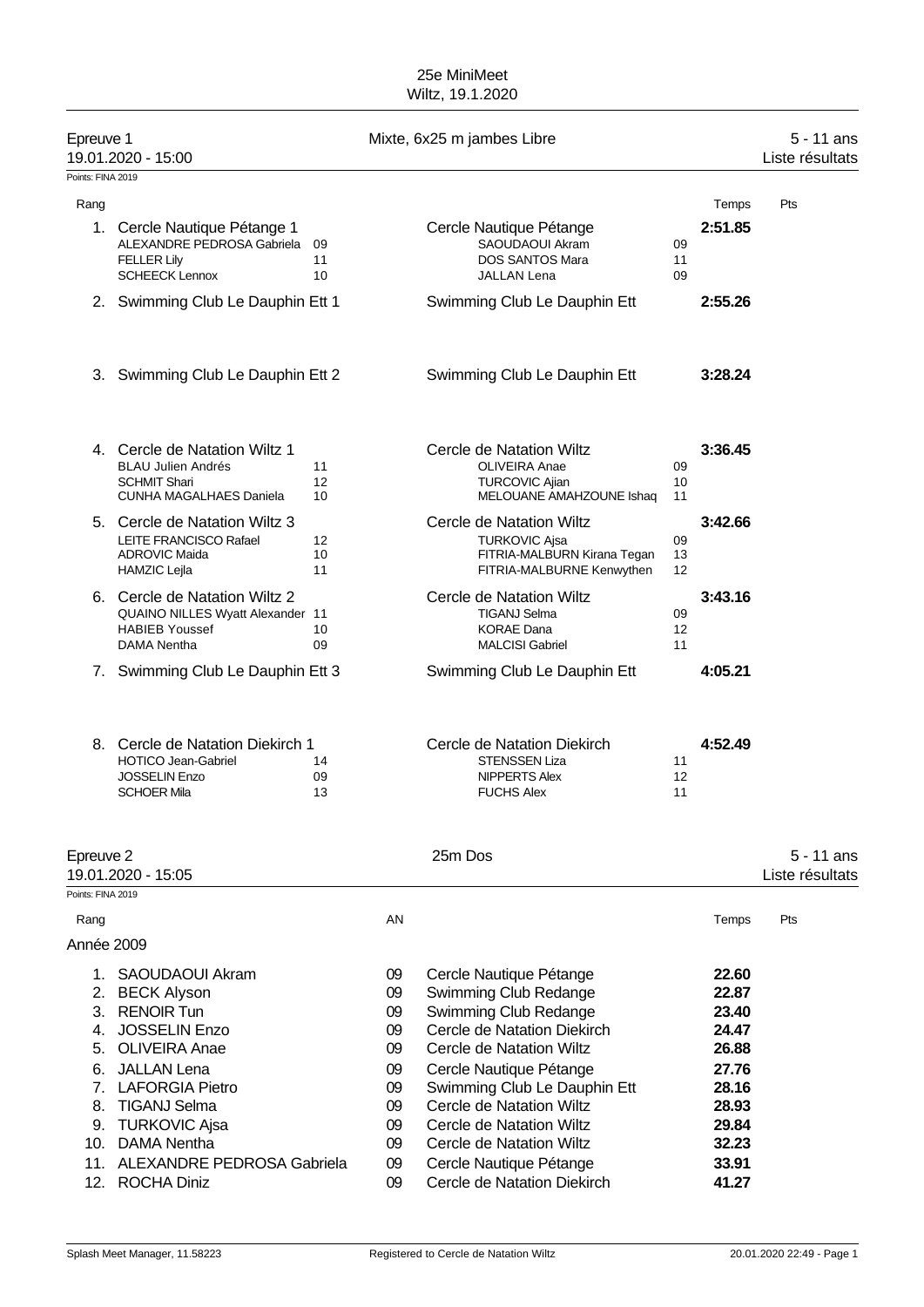# 25e MiniMeet

Wiltz, 19.1.2020

## Epreuve 1 — Mixte, 6x25 m jambes Libre — 5 - 11 ans

19.01.2020 - 15:00 — Liste résultats

Points: FINA 2019

| Rang | Équipe | | Club | | Temps | Pts |
|---|---|---|---|---|---|---|
| 1. | Cercle Nautique Pétange 1 | | Cercle Nautique Pétange | | 2:51.85 | |
| | ALEXANDRE PEDROSA Gabriela | 09 | SAOUDAOUI Akram | 09 | | |
| | FELLER Lily | 11 | DOS SANTOS Mara | 11 | | |
| | SCHEECK Lennox | 10 | JALLAN Lena | 09 | | |
| 2. | Swimming Club Le Dauphin Ett 1 | | Swimming Club Le Dauphin Ett | | 2:55.26 | |
| 3. | Swimming Club Le Dauphin Ett 2 | | Swimming Club Le Dauphin Ett | | 3:28.24 | |
| 4. | Cercle de Natation Wiltz 1 | | Cercle de Natation Wiltz | | 3:36.45 | |
| | BLAU Julien Andrés | 11 | OLIVEIRA Anae | 09 | | |
| | SCHMIT Shari | 12 | TURCOVIC Ajian | 10 | | |
| | CUNHA MAGALHAES Daniela | 10 | MELOUANE AMAHZOUNE Ishaq | 11 | | |
| 5. | Cercle de Natation Wiltz 3 | | Cercle de Natation Wiltz | | 3:42.66 | |
| | LEITE FRANCISCO Rafael | 12 | TURKOVIC Ajsa | 09 | | |
| | ADROVIC Maida | 10 | FITRIA-MALBURN Kirana Tegan | 13 | | |
| | HAMZIC Lejla | 11 | FITRIA-MALBURNE Kenwythen | 12 | | |
| 6. | Cercle de Natation Wiltz 2 | | Cercle de Natation Wiltz | | 3:43.16 | |
| | QUAINO NILLES Wyatt Alexander | 11 | TIGANJ Selma | 09 | | |
| | HABIEB Youssef | 10 | KORAE Dana | 12 | | |
| | DAMA Nentha | 09 | MALCISI Gabriel | 11 | | |
| 7. | Swimming Club Le Dauphin Ett 3 | | Swimming Club Le Dauphin Ett | | 4:05.21 | |
| 8. | Cercle de Natation Diekirch 1 | | Cercle de Natation Diekirch | | 4:52.49 | |
| | HOTICO Jean-Gabriel | 14 | STENSSEN Liza | 11 | | |
| | JOSSELIN Enzo | 09 | NIPPERTS Alex | 12 | | |
| | SCHOER Mila | 13 | FUCHS Alex | 11 | | |

## Epreuve 2 — 25m Dos — 5 - 11 ans

19.01.2020 - 15:05 — Liste résultats

Points: FINA 2019

### Année 2009

| Rang | Nom | AN | Club | Temps | Pts |
|---|---|---|---|---|---|
| 1. | SAOUDAOUI Akram | 09 | Cercle Nautique Pétange | 22.60 | |
| 2. | BECK Alyson | 09 | Swimming Club Redange | 22.87 | |
| 3. | RENOIR Tun | 09 | Swimming Club Redange | 23.40 | |
| 4. | JOSSELIN Enzo | 09 | Cercle de Natation Diekirch | 24.47 | |
| 5. | OLIVEIRA Anae | 09 | Cercle de Natation Wiltz | 26.88 | |
| 6. | JALLAN Lena | 09 | Cercle Nautique Pétange | 27.76 | |
| 7. | LAFORGIA Pietro | 09 | Swimming Club Le Dauphin Ett | 28.16 | |
| 8. | TIGANJ Selma | 09 | Cercle de Natation Wiltz | 28.93 | |
| 9. | TURKOVIC Ajsa | 09 | Cercle de Natation Wiltz | 29.84 | |
| 10. | DAMA Nentha | 09 | Cercle de Natation Wiltz | 32.23 | |
| 11. | ALEXANDRE PEDROSA Gabriela | 09 | Cercle Nautique Pétange | 33.91 | |
| 12. | ROCHA Diniz | 09 | Cercle de Natation Diekirch | 41.27 | |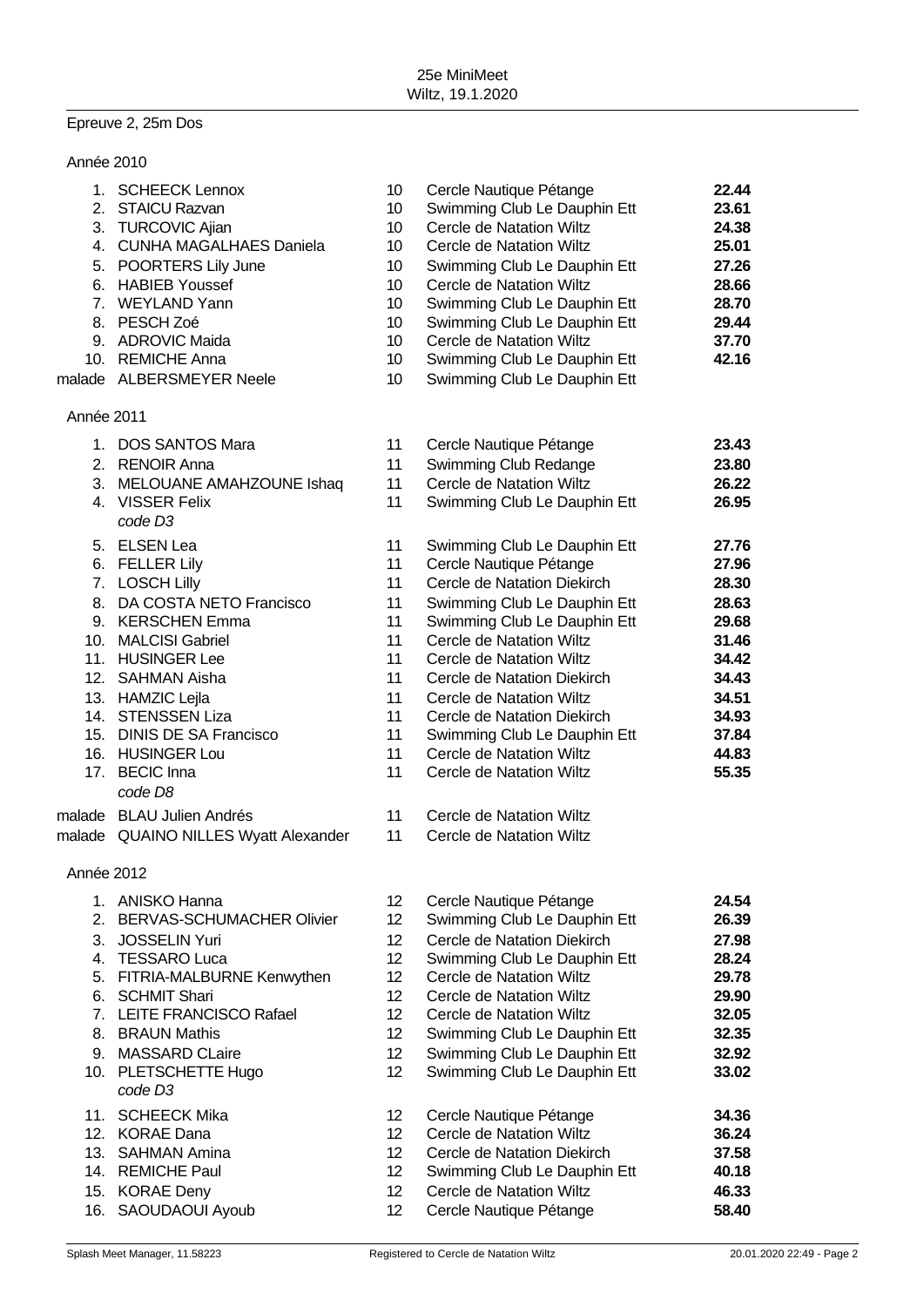25e MiniMeet
Wiltz, 19.1.2020

## Epreuve 2, 25m Dos

### Année 2010

| Rang | Nom | Année | Club | Temps |
|---|---|---|---|---|
| 1. | SCHEECK Lennox | 10 | Cercle Nautique Pétange | **22.44** |
| 2. | STAICU Razvan | 10 | Swimming Club Le Dauphin Ett | **23.61** |
| 3. | TURCOVIC Ajian | 10 | Cercle de Natation Wiltz | **24.38** |
| 4. | CUNHA MAGALHAES Daniela | 10 | Cercle de Natation Wiltz | **25.01** |
| 5. | POORTERS Lily June | 10 | Swimming Club Le Dauphin Ett | **27.26** |
| 6. | HABIEB Youssef | 10 | Cercle de Natation Wiltz | **28.66** |
| 7. | WEYLAND Yann | 10 | Swimming Club Le Dauphin Ett | **28.70** |
| 8. | PESCH Zoé | 10 | Swimming Club Le Dauphin Ett | **29.44** |
| 9. | ADROVIC Maida | 10 | Cercle de Natation Wiltz | **37.70** |
| 10. | REMICHE Anna | 10 | Swimming Club Le Dauphin Ett | **42.16** |
| malade | ALBERSMEYER Neele | 10 | Swimming Club Le Dauphin Ett | |

### Année 2011

| Rang | Nom | Année | Club | Temps |
|---|---|---|---|---|
| 1. | DOS SANTOS Mara | 11 | Cercle Nautique Pétange | **23.43** |
| 2. | RENOIR Anna | 11 | Swimming Club Redange | **23.80** |
| 3. | MELOUANE AMAHZOUNE Ishaq | 11 | Cercle de Natation Wiltz | **26.22** |
| 4. | VISSER Felix *code D3* | 11 | Swimming Club Le Dauphin Ett | **26.95** |
| 5. | ELSEN Lea | 11 | Swimming Club Le Dauphin Ett | **27.76** |
| 6. | FELLER Lily | 11 | Cercle Nautique Pétange | **27.96** |
| 7. | LOSCH Lilly | 11 | Cercle de Natation Diekirch | **28.30** |
| 8. | DA COSTA NETO Francisco | 11 | Swimming Club Le Dauphin Ett | **28.63** |
| 9. | KERSCHEN Emma | 11 | Swimming Club Le Dauphin Ett | **29.68** |
| 10. | MALCISI Gabriel | 11 | Cercle de Natation Wiltz | **31.46** |
| 11. | HUSINGER Lee | 11 | Cercle de Natation Wiltz | **34.42** |
| 12. | SAHMAN Aisha | 11 | Cercle de Natation Diekirch | **34.43** |
| 13. | HAMZIC Lejla | 11 | Cercle de Natation Wiltz | **34.51** |
| 14. | STENSSEN Liza | 11 | Cercle de Natation Diekirch | **34.93** |
| 15. | DINIS DE SA Francisco | 11 | Swimming Club Le Dauphin Ett | **37.84** |
| 16. | HUSINGER Lou | 11 | Cercle de Natation Wiltz | **44.83** |
| 17. | BECIC Inna *code D8* | 11 | Cercle de Natation Wiltz | **55.35** |
| malade | BLAU Julien Andrés | 11 | Cercle de Natation Wiltz | |
| malade | QUAINO NILLES Wyatt Alexander | 11 | Cercle de Natation Wiltz | |

### Année 2012

| Rang | Nom | Année | Club | Temps |
|---|---|---|---|---|
| 1. | ANISKO Hanna | 12 | Cercle Nautique Pétange | **24.54** |
| 2. | BERVAS-SCHUMACHER Olivier | 12 | Swimming Club Le Dauphin Ett | **26.39** |
| 3. | JOSSELIN Yuri | 12 | Cercle de Natation Diekirch | **27.98** |
| 4. | TESSARO Luca | 12 | Swimming Club Le Dauphin Ett | **28.24** |
| 5. | FITRIA-MALBURNE Kenwythen | 12 | Cercle de Natation Wiltz | **29.78** |
| 6. | SCHMIT Shari | 12 | Cercle de Natation Wiltz | **29.90** |
| 7. | LEITE FRANCISCO Rafael | 12 | Cercle de Natation Wiltz | **32.05** |
| 8. | BRAUN Mathis | 12 | Swimming Club Le Dauphin Ett | **32.35** |
| 9. | MASSARD CLaire | 12 | Swimming Club Le Dauphin Ett | **32.92** |
| 10. | PLETSCHETTE Hugo *code D3* | 12 | Swimming Club Le Dauphin Ett | **33.02** |
| 11. | SCHEECK Mika | 12 | Cercle Nautique Pétange | **34.36** |
| 12. | KORAE Dana | 12 | Cercle de Natation Wiltz | **36.24** |
| 13. | SAHMAN Amina | 12 | Cercle de Natation Diekirch | **37.58** |
| 14. | REMICHE Paul | 12 | Swimming Club Le Dauphin Ett | **40.18** |
| 15. | KORAE Deny | 12 | Cercle de Natation Wiltz | **46.33** |
| 16. | SAOUDAOUI Ayoub | 12 | Cercle Nautique Pétange | **58.40** |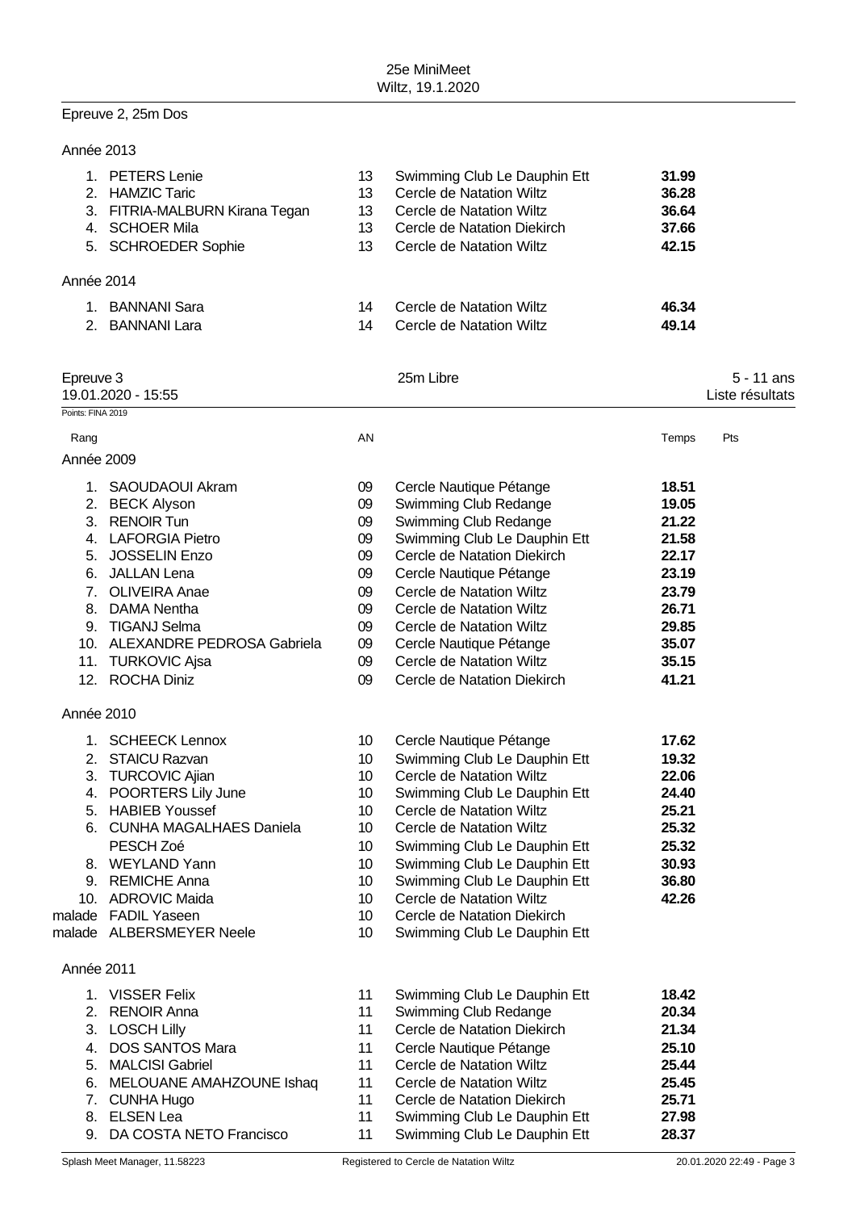Epreuve 2, 25m Dos

Année 2013

| Rang | Nom | AN | Club | Temps |
|---|---|---|---|---|
| 1. | PETERS Lenie | 13 | Swimming Club Le Dauphin Ett | **31.99** |
| 2. | HAMZIC Taric | 13 | Cercle de Natation Wiltz | **36.28** |
| 3. | FITRIA-MALBURN Kirana Tegan | 13 | Cercle de Natation Wiltz | **36.64** |
| 4. | SCHOER Mila | 13 | Cercle de Natation Diekirch | **37.66** |
| 5. | SCHROEDER Sophie | 13 | Cercle de Natation Wiltz | **42.15** |

Année 2014

| Rang | Nom | AN | Club | Temps |
|---|---|---|---|---|
| 1. | BANNANI Sara | 14 | Cercle de Natation Wiltz | **46.34** |
| 2. | BANNANI Lara | 14 | Cercle de Natation Wiltz | **49.14** |

## Epreuve 3 — 25m Libre — 5 - 11 ans

19.01.2020 - 15:55 — Liste résultats

Points: FINA 2019

Année 2009

| Rang | Nom | AN | Club | Temps | Pts |
|---|---|---|---|---|---|
| 1. | SAOUDAOUI Akram | 09 | Cercle Nautique Pétange | **18.51** | |
| 2. | BECK Alyson | 09 | Swimming Club Redange | **19.05** | |
| 3. | RENOIR Tun | 09 | Swimming Club Redange | **21.22** | |
| 4. | LAFORGIA Pietro | 09 | Swimming Club Le Dauphin Ett | **21.58** | |
| 5. | JOSSELIN Enzo | 09 | Cercle de Natation Diekirch | **22.17** | |
| 6. | JALLAN Lena | 09 | Cercle Nautique Pétange | **23.19** | |
| 7. | OLIVEIRA Anae | 09 | Cercle de Natation Wiltz | **23.79** | |
| 8. | DAMA Nentha | 09 | Cercle de Natation Wiltz | **26.71** | |
| 9. | TIGANJ Selma | 09 | Cercle de Natation Wiltz | **29.85** | |
| 10. | ALEXANDRE PEDROSA Gabriela | 09 | Cercle Nautique Pétange | **35.07** | |
| 11. | TURKOVIC Ajsa | 09 | Cercle de Natation Wiltz | **35.15** | |
| 12. | ROCHA Diniz | 09 | Cercle de Natation Diekirch | **41.21** | |

Année 2010

| Rang | Nom | AN | Club | Temps | Pts |
|---|---|---|---|---|---|
| 1. | SCHEECK Lennox | 10 | Cercle Nautique Pétange | **17.62** | |
| 2. | STAICU Razvan | 10 | Swimming Club Le Dauphin Ett | **19.32** | |
| 3. | TURCOVIC Ajian | 10 | Cercle de Natation Wiltz | **22.06** | |
| 4. | POORTERS Lily June | 10 | Swimming Club Le Dauphin Ett | **24.40** | |
| 5. | HABIEB Youssef | 10 | Cercle de Natation Wiltz | **25.21** | |
| 6. | CUNHA MAGALHAES Daniela | 10 | Cercle de Natation Wiltz | **25.32** | |
| | PESCH Zoé | 10 | Swimming Club Le Dauphin Ett | **25.32** | |
| 8. | WEYLAND Yann | 10 | Swimming Club Le Dauphin Ett | **30.93** | |
| 9. | REMICHE Anna | 10 | Swimming Club Le Dauphin Ett | **36.80** | |
| 10. | ADROVIC Maida | 10 | Cercle de Natation Wiltz | **42.26** | |
| malade | FADIL Yaseen | 10 | Cercle de Natation Diekirch | | |
| malade | ALBERSMEYER Neele | 10 | Swimming Club Le Dauphin Ett | | |

Année 2011

| Rang | Nom | AN | Club | Temps | Pts |
|---|---|---|---|---|---|
| 1. | VISSER Felix | 11 | Swimming Club Le Dauphin Ett | **18.42** | |
| 2. | RENOIR Anna | 11 | Swimming Club Redange | **20.34** | |
| 3. | LOSCH Lilly | 11 | Cercle de Natation Diekirch | **21.34** | |
| 4. | DOS SANTOS Mara | 11 | Cercle Nautique Pétange | **25.10** | |
| 5. | MALCISI Gabriel | 11 | Cercle de Natation Wiltz | **25.44** | |
| 6. | MELOUANE AMAHZOUNE Ishaq | 11 | Cercle de Natation Wiltz | **25.45** | |
| 7. | CUNHA Hugo | 11 | Cercle de Natation Diekirch | **25.71** | |
| 8. | ELSEN Lea | 11 | Swimming Club Le Dauphin Ett | **27.98** | |
| 9. | DA COSTA NETO Francisco | 11 | Swimming Club Le Dauphin Ett | **28.37** | |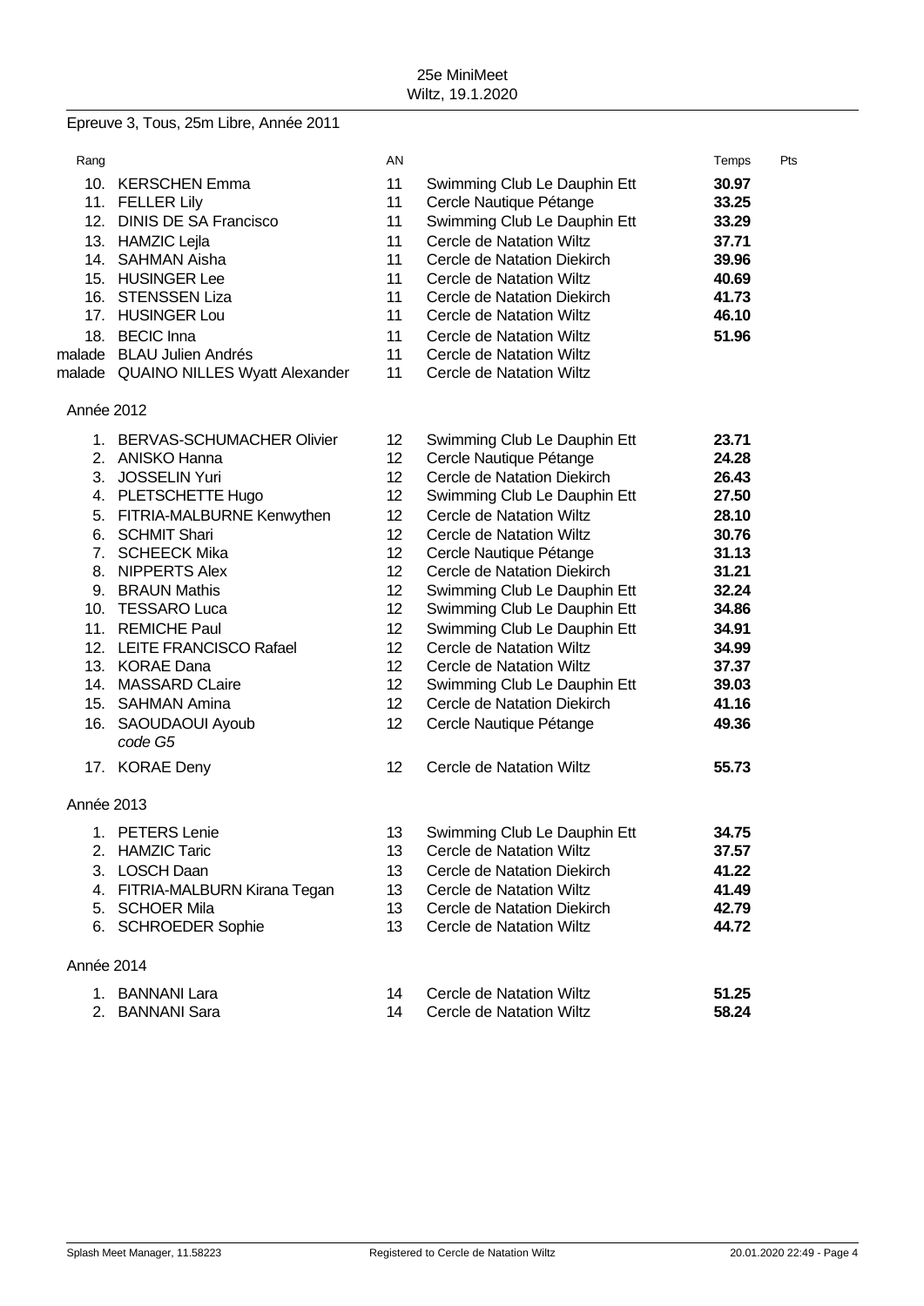25e MiniMeet
Wiltz, 19.1.2020

## Epreuve 3, Tous, 25m Libre, Année 2011

| Rang | | AN | | Temps | Pts |
|---|---|---|---|---|---|
| 10. | KERSCHEN Emma | 11 | Swimming Club Le Dauphin Ett | **30.97** | |
| 11. | FELLER Lily | 11 | Cercle Nautique Pétange | **33.25** | |
| 12. | DINIS DE SA Francisco | 11 | Swimming Club Le Dauphin Ett | **33.29** | |
| 13. | HAMZIC Lejla | 11 | Cercle de Natation Wiltz | **37.71** | |
| 14. | SAHMAN Aisha | 11 | Cercle de Natation Diekirch | **39.96** | |
| 15. | HUSINGER Lee | 11 | Cercle de Natation Wiltz | **40.69** | |
| 16. | STENSSEN Liza | 11 | Cercle de Natation Diekirch | **41.73** | |
| 17. | HUSINGER Lou | 11 | Cercle de Natation Wiltz | **46.10** | |
| 18. | BECIC Inna | 11 | Cercle de Natation Wiltz | **51.96** | |
| malade | BLAU Julien Andrés | 11 | Cercle de Natation Wiltz | | |
| malade | QUAINO NILLES Wyatt Alexander | 11 | Cercle de Natation Wiltz | | |

### Année 2012

| Rang | | AN | | Temps | Pts |
|---|---|---|---|---|---|
| 1. | BERVAS-SCHUMACHER Olivier | 12 | Swimming Club Le Dauphin Ett | **23.71** | |
| 2. | ANISKO Hanna | 12 | Cercle Nautique Pétange | **24.28** | |
| 3. | JOSSELIN Yuri | 12 | Cercle de Natation Diekirch | **26.43** | |
| 4. | PLETSCHETTE Hugo | 12 | Swimming Club Le Dauphin Ett | **27.50** | |
| 5. | FITRIA-MALBURNE Kenwythen | 12 | Cercle de Natation Wiltz | **28.10** | |
| 6. | SCHMIT Shari | 12 | Cercle de Natation Wiltz | **30.76** | |
| 7. | SCHEECK Mika | 12 | Cercle Nautique Pétange | **31.13** | |
| 8. | NIPPERTS Alex | 12 | Cercle de Natation Diekirch | **31.21** | |
| 9. | BRAUN Mathis | 12 | Swimming Club Le Dauphin Ett | **32.24** | |
| 10. | TESSARO Luca | 12 | Swimming Club Le Dauphin Ett | **34.86** | |
| 11. | REMICHE Paul | 12 | Swimming Club Le Dauphin Ett | **34.91** | |
| 12. | LEITE FRANCISCO Rafael | 12 | Cercle de Natation Wiltz | **34.99** | |
| 13. | KORAE Dana | 12 | Cercle de Natation Wiltz | **37.37** | |
| 14. | MASSARD CLaire | 12 | Swimming Club Le Dauphin Ett | **39.03** | |
| 15. | SAHMAN Amina | 12 | Cercle de Natation Diekirch | **41.16** | |
| 16. | SAOUDAOUI Ayoub *code G5* | 12 | Cercle Nautique Pétange | **49.36** | |
| 17. | KORAE Deny | 12 | Cercle de Natation Wiltz | **55.73** | |

### Année 2013

| Rang | | AN | | Temps | Pts |
|---|---|---|---|---|---|
| 1. | PETERS Lenie | 13 | Swimming Club Le Dauphin Ett | **34.75** | |
| 2. | HAMZIC Taric | 13 | Cercle de Natation Wiltz | **37.57** | |
| 3. | LOSCH Daan | 13 | Cercle de Natation Diekirch | **41.22** | |
| 4. | FITRIA-MALBURN Kirana Tegan | 13 | Cercle de Natation Wiltz | **41.49** | |
| 5. | SCHOER Mila | 13 | Cercle de Natation Diekirch | **42.79** | |
| 6. | SCHROEDER Sophie | 13 | Cercle de Natation Wiltz | **44.72** | |

### Année 2014

| Rang | | AN | | Temps | Pts |
|---|---|---|---|---|---|
| 1. | BANNANI Lara | 14 | Cercle de Natation Wiltz | **51.25** | |
| 2. | BANNANI Sara | 14 | Cercle de Natation Wiltz | **58.24** | |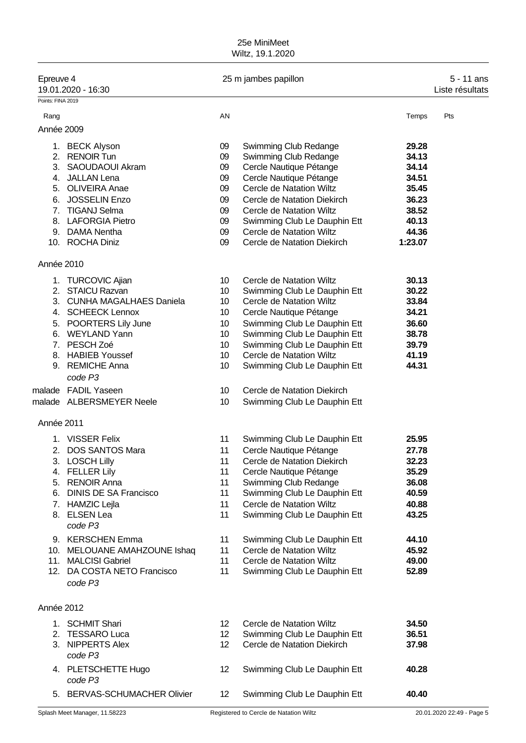25e MiniMeet
Wiltz, 19.1.2020

Epreuve 4 — 19.01.2020 - 16:30 — 25 m jambes papillon — 5 - 11 ans — Liste résultats

Points: FINA 2019

| Rang | | AN | | Temps | Pts |
|---|---|---|---|---|---|
| **Année 2009** | | | | | |
| 1. | BECK Alyson | 09 | Swimming Club Redange | **29.28** | |
| 2. | RENOIR Tun | 09 | Swimming Club Redange | **34.13** | |
| 3. | SAOUDAOUI Akram | 09 | Cercle Nautique Pétange | **34.14** | |
| 4. | JALLAN Lena | 09 | Cercle Nautique Pétange | **34.51** | |
| 5. | OLIVEIRA Anae | 09 | Cercle de Natation Wiltz | **35.45** | |
| 6. | JOSSELIN Enzo | 09 | Cercle de Natation Diekirch | **36.23** | |
| 7. | TIGANJ Selma | 09 | Cercle de Natation Wiltz | **38.52** | |
| 8. | LAFORGIA Pietro | 09 | Swimming Club Le Dauphin Ett | **40.13** | |
| 9. | DAMA Nentha | 09 | Cercle de Natation Wiltz | **44.36** | |
| 10. | ROCHA Diniz | 09 | Cercle de Natation Diekirch | **1:23.07** | |
| **Année 2010** | | | | | |
| 1. | TURCOVIC Ajian | 10 | Cercle de Natation Wiltz | **30.13** | |
| 2. | STAICU Razvan | 10 | Swimming Club Le Dauphin Ett | **30.22** | |
| 3. | CUNHA MAGALHAES Daniela | 10 | Cercle de Natation Wiltz | **33.84** | |
| 4. | SCHEECK Lennox | 10 | Cercle Nautique Pétange | **34.21** | |
| 5. | POORTERS Lily June | 10 | Swimming Club Le Dauphin Ett | **36.60** | |
| 6. | WEYLAND Yann | 10 | Swimming Club Le Dauphin Ett | **38.78** | |
| 7. | PESCH Zoé | 10 | Swimming Club Le Dauphin Ett | **39.79** | |
| 8. | HABIEB Youssef | 10 | Cercle de Natation Wiltz | **41.19** | |
| 9. | REMICHE Anna *code P3* | 10 | Swimming Club Le Dauphin Ett | **44.31** | |
| malade | FADIL Yaseen | 10 | Cercle de Natation Diekirch | | |
| malade | ALBERSMEYER Neele | 10 | Swimming Club Le Dauphin Ett | | |
| **Année 2011** | | | | | |
| 1. | VISSER Felix | 11 | Swimming Club Le Dauphin Ett | **25.95** | |
| 2. | DOS SANTOS Mara | 11 | Cercle Nautique Pétange | **27.78** | |
| 3. | LOSCH Lilly | 11 | Cercle de Natation Diekirch | **32.23** | |
| 4. | FELLER Lily | 11 | Cercle Nautique Pétange | **35.29** | |
| 5. | RENOIR Anna | 11 | Swimming Club Redange | **36.08** | |
| 6. | DINIS DE SA Francisco | 11 | Swimming Club Le Dauphin Ett | **40.59** | |
| 7. | HAMZIC Lejla | 11 | Cercle de Natation Wiltz | **40.88** | |
| 8. | ELSEN Lea *code P3* | 11 | Swimming Club Le Dauphin Ett | **43.25** | |
| 9. | KERSCHEN Emma | 11 | Swimming Club Le Dauphin Ett | **44.10** | |
| 10. | MELOUANE AMAHZOUNE Ishaq | 11 | Cercle de Natation Wiltz | **45.92** | |
| 11. | MALCISI Gabriel | 11 | Cercle de Natation Wiltz | **49.00** | |
| 12. | DA COSTA NETO Francisco *code P3* | 11 | Swimming Club Le Dauphin Ett | **52.89** | |
| **Année 2012** | | | | | |
| 1. | SCHMIT Shari | 12 | Cercle de Natation Wiltz | **34.50** | |
| 2. | TESSARO Luca | 12 | Swimming Club Le Dauphin Ett | **36.51** | |
| 3. | NIPPERTS Alex *code P3* | 12 | Cercle de Natation Diekirch | **37.98** | |
| 4. | PLETSCHETTE Hugo *code P3* | 12 | Swimming Club Le Dauphin Ett | **40.28** | |
| 5. | BERVAS-SCHUMACHER Olivier | 12 | Swimming Club Le Dauphin Ett | **40.40** | |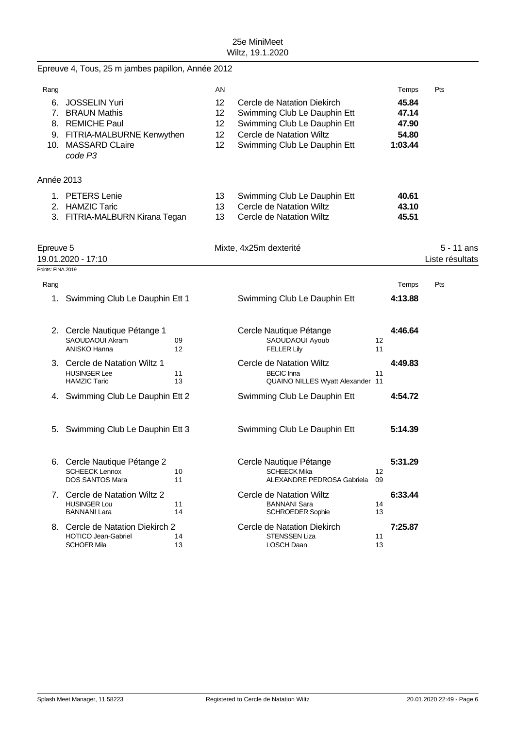Epreuve 4, Tous, 25 m jambes papillon, Année 2012

| Rang | | AN | | Temps | Pts |
|---|---|---|---|---|---|
| 6. | JOSSELIN Yuri | 12 | Cercle de Natation Diekirch | **45.84** | |
| 7. | BRAUN Mathis | 12 | Swimming Club Le Dauphin Ett | **47.14** | |
| 8. | REMICHE Paul | 12 | Swimming Club Le Dauphin Ett | **47.90** | |
| 9. | FITRIA-MALBURNE Kenwythen | 12 | Cercle de Natation Wiltz | **54.80** | |
| 10. | MASSARD CLaire *code P3* | 12 | Swimming Club Le Dauphin Ett | **1:03.44** | |

Année 2013

| | | | | | |
|---|---|---|---|---|---|
| 1. | PETERS Lenie | 13 | Swimming Club Le Dauphin Ett | **40.61** | |
| 2. | HAMZIC Taric | 13 | Cercle de Natation Wiltz | **43.10** | |
| 3. | FITRIA-MALBURN Kirana Tegan | 13 | Cercle de Natation Wiltz | **45.51** | |

## Epreuve 5 — Mixte, 4x25m dexterité — 5 - 11 ans

19.01.2020 - 17:10 — Liste résultats

Points: FINA 2019

| Rang | | | | | Temps | Pts |
|---|---|---|---|---|---|---|
| 1. | Swimming Club Le Dauphin Ett 1 | | Swimming Club Le Dauphin Ett | | **4:13.88** | |
| 2. | Cercle Nautique Pétange 1 | | Cercle Nautique Pétange | | **4:46.64** | |
| | SAOUDAOUI Akram | 09 | SAOUDAOUI Ayoub | 12 | | |
| | ANISKO Hanna | 12 | FELLER Lily | 11 | | |
| 3. | Cercle de Natation Wiltz 1 | | Cercle de Natation Wiltz | | **4:49.83** | |
| | HUSINGER Lee | 11 | BECIC Inna | 11 | | |
| | HAMZIC Taric | 13 | QUAINO NILLES Wyatt Alexander | 11 | | |
| 4. | Swimming Club Le Dauphin Ett 2 | | Swimming Club Le Dauphin Ett | | **4:54.72** | |
| 5. | Swimming Club Le Dauphin Ett 3 | | Swimming Club Le Dauphin Ett | | **5:14.39** | |
| 6. | Cercle Nautique Pétange 2 | | Cercle Nautique Pétange | | **5:31.29** | |
| | SCHEECK Lennox | 10 | SCHEECK Mika | 12 | | |
| | DOS SANTOS Mara | 11 | ALEXANDRE PEDROSA Gabriela | 09 | | |
| 7. | Cercle de Natation Wiltz 2 | | Cercle de Natation Wiltz | | **6:33.44** | |
| | HUSINGER Lou | 11 | BANNANI Sara | 14 | | |
| | BANNANI Lara | 14 | SCHROEDER Sophie | 13 | | |
| 8. | Cercle de Natation Diekirch 2 | | Cercle de Natation Diekirch | | **7:25.87** | |
| | HOTICO Jean-Gabriel | 14 | STENSSEN Liza | 11 | | |
| | SCHOER Mila | 13 | LOSCH Daan | 13 | | |